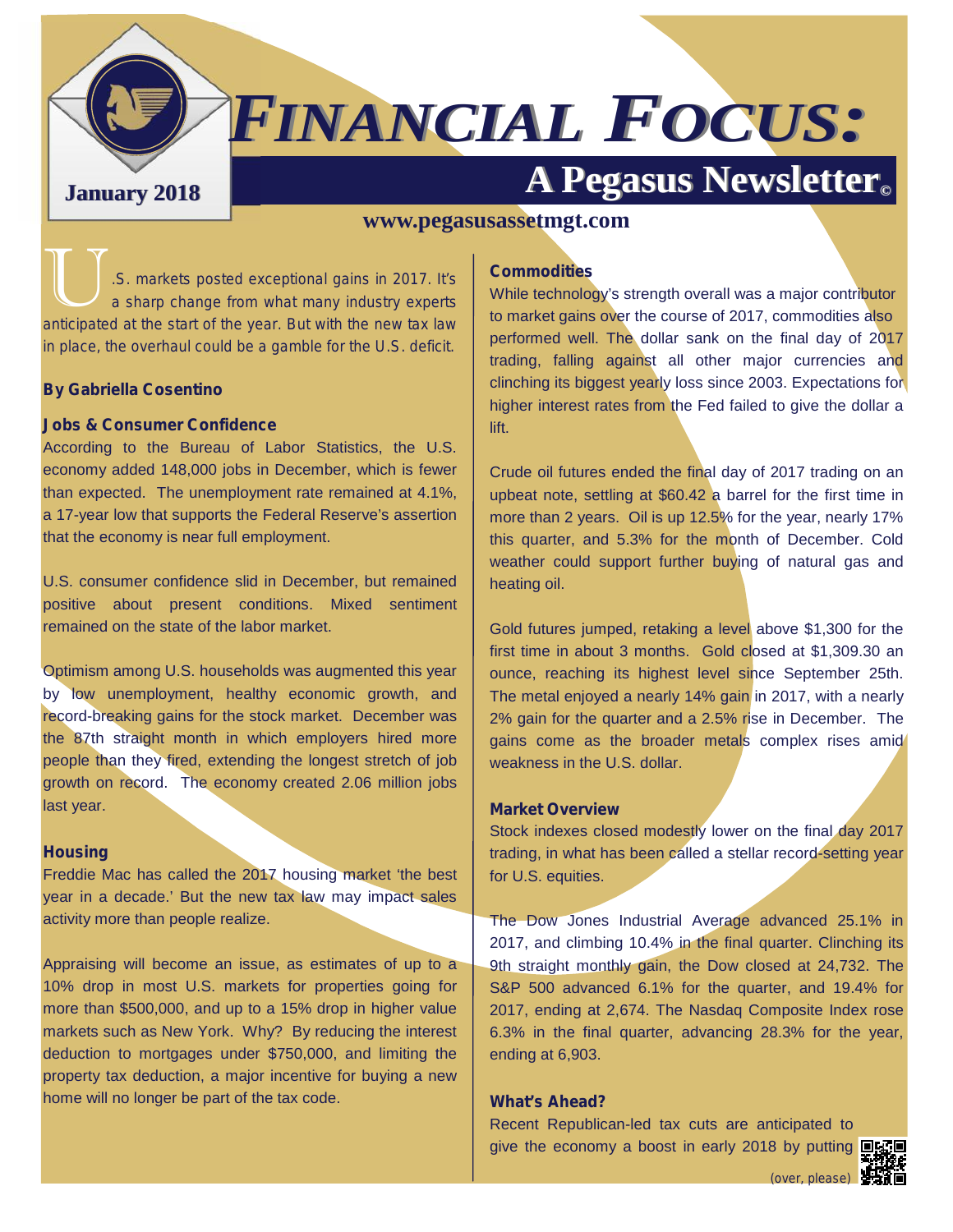# *FINANCIAL FOCUS:*

## A Pegasus Newsletter©

**January 2018**

**www.pegasusassetmgt.com**

*U.S. markets posted exceptional gains in 2017. It's a sharp change from what many industry experts anticipated at the start of the year. But with the new tax law in place, the overhaul could be a gamble for the U.S. deficit.*

**By Gabriella Cosentino**

### Jobs & Consumer Confidence

According to the Bureau of Labor Statistics, the U.S. economy added 148,000 jobs in December, which is fewer than expected. The unemployment rate remained at 4.1%, a 17-year low that supports the Federal Reserve's assertion that the economy is near full employment.

U.S. consumer confidence slid in December, but remained positive about present conditions. Mixed sentiment remained on the state of the labor market.

Optimism among U.S. households was augmented this year by low unemployment, healthy economic growth, and record-breaking gains for the stock market. December was the 87th straight month in which employers hired more people than they fired, extending the longest stretch of job growth on record. The economy created 2.06 million jobs last year.

### Housing

Freddie Mac has called the 2017 housing market 'the best year in a decade.' But the new tax law may impact sales activity more than people realize.

Appraising will become an issue, as estimates of up to a 10% drop in most U.S. markets for properties going for more than $500,000, and up to a 15% drop in higher value markets such as New York. Why? By reducing the interest deduction to mortgages under $750,000, and limiting the property tax deduction, a major incentive for buying a new home will no longer be part of the tax code.

### Commodities

While technology's strength overall was a major contributor to market gains over the course of 2017, commodities also performed well. The dollar sank on the final day of 2017 trading, falling against all other major currencies and clinching its biggest yearly loss since 2003. Expectations for higher interest rates from the Fed failed to give the dollar a lift.

Crude oil futures ended the final day of 2017 trading on an upbeat note, settling at $60.42 a barrel for the first time in more than 2 years. Oil is up 12.5% for the year, nearly 17% this quarter, and 5.3% for the month of December. Cold weather could support further buying of natural gas and heating oil.

Gold futures jumped, retaking a level above $1,300 for the first time in about 3 months. Gold closed at $1,309.30 an ounce, reaching its highest level since September 25th. The metal enjoyed a nearly 14% gain in 2017, with a nearly 2% gain for the quarter and a 2.5% rise in December. The gains come as the broader metals complex rises amid weakness in the U.S. dollar.

### Market Overview

Stock indexes closed modestly lower on the final day 2017 trading, in what has been called a stellar record-setting year for U.S. equities.

The Dow Jones Industrial Average advanced 25.1% in 2017, and climbing 10.4% in the final quarter. Clinching its 9th straight monthly gain, the Dow closed at 24,732. The S&P 500 advanced 6.1% for the quarter, and 19.4% for 2017, ending at 2,674. The Nasdaq Composite Index rose 6.3% in the final quarter, advancing 28.3% for the year, ending at 6,903.

### What's Ahead?

Recent Republican-led tax cuts are anticipated to give the economy a boost in early 2018 by putting

(over, please)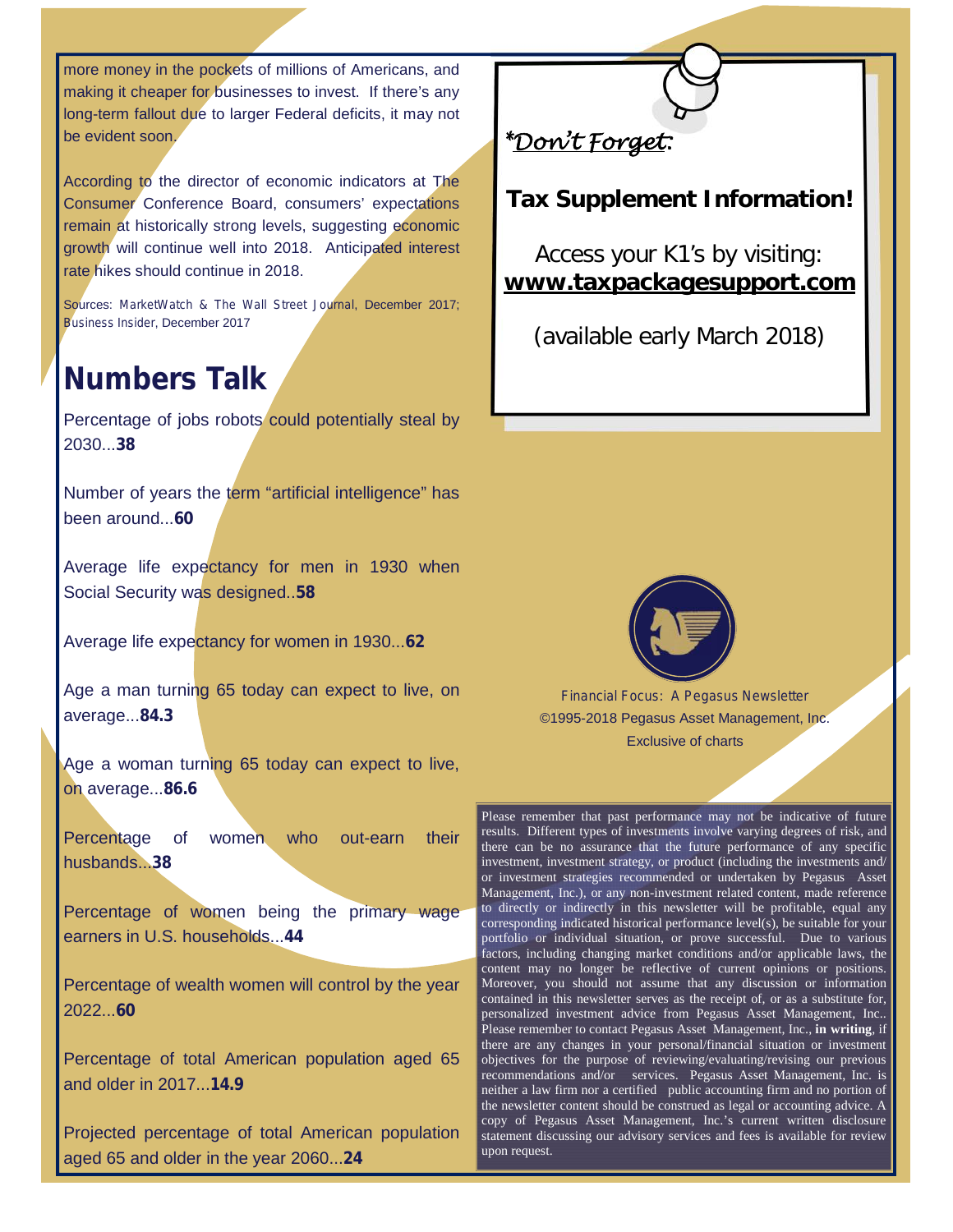more money in the pockets of millions of Americans, and making it cheaper for businesses to invest. If there's any long-term fallout due to larger Federal deficits, it may not be evident soon.

According to the director of economic indicators at The Consumer Conference Board, consumers' expectations remain at historically strong levels, suggesting economic growth will continue well into 2018. Anticipated interest rate hikes should continue in 2018.

Sources: MarketWatch & The Wall Street Journal, December 2017; Business Insider, December 2017

## Numbers Talk

Percentage of jobs robots could potentially steal by 2030...**38**

Number of years the term "artificial intelligence" has been around...**60**

Average life expectancy for men in 1930 when Social Security was designed..**58**

Average life expectancy for women in 1930...**62**

Age a man turning 65 today can expect to live, on average...**84.3**

Age a woman turning 65 today can expect to live, on average...**86.6**

Percentage of women who out-earn their husbands...**38**

Percentage of women being the primary wage earners in U.S. households...**44**

Percentage of wealth women will control by the year 2022...**60**

Percentage of total American population aged 65 and older in 2017...**14.9**

Projected percentage of total American population aged 65 and older in the year 2060...**24**

*Don't Forget:*

**Tax Supplement Information!**

Access your K1's by visiting:
**www.taxpackagesupport.com**

(available early March 2018)

Financial Focus: A Pegasus Newsletter
©1995-2018 Pegasus Asset Management, Inc.
Exclusive of charts

Please remember that past performance may not be indicative of future results. Different types of investments involve varying degrees of risk, and there can be no assurance that the future performance of any specific investment, investment strategy, or product (including the investments and/or investment strategies recommended or undertaken by Pegasus Asset Management, Inc.), or any non-investment related content, made reference to directly or indirectly in this newsletter will be profitable, equal any corresponding indicated historical performance level(s), be suitable for your portfolio or individual situation, or prove successful. Due to various factors, including changing market conditions and/or applicable laws, the content may no longer be reflective of current opinions or positions. Moreover, you should not assume that any discussion or information contained in this newsletter serves as the receipt of, or as a substitute for, personalized investment advice from Pegasus Asset Management, Inc.. Please remember to contact Pegasus Asset Management, Inc., **in writing**, if there are any changes in your personal/financial situation or investment objectives for the purpose of reviewing/evaluating/revising our previous recommendations and/or services. Pegasus Asset Management, Inc. is neither a law firm nor a certified public accounting firm and no portion of the newsletter content should be construed as legal or accounting advice. A copy of Pegasus Asset Management, Inc.'s current written disclosure statement discussing our advisory services and fees is available for review upon request.